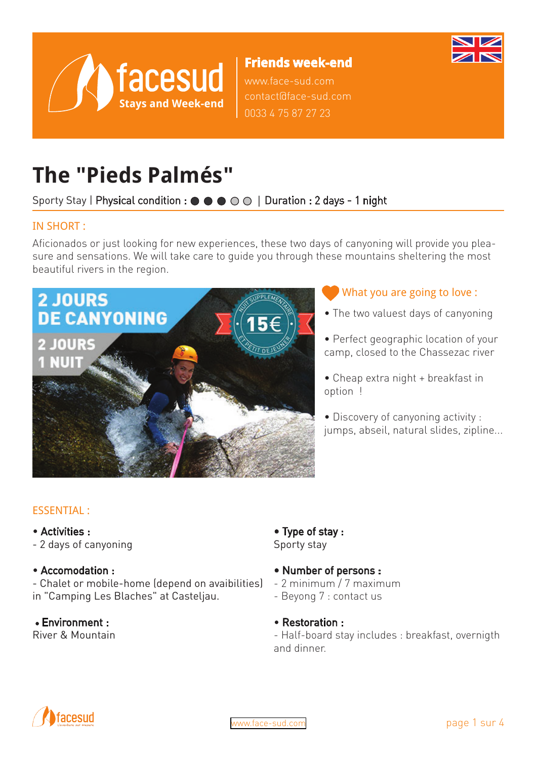facesud
Stays and Week-end

**Friends week-end**
www.face-sud.com
contact@face-sud.com
0033 4 75 87 27 23

# The "Pieds Palmés"

Sporty Stay | Physical condition : ● ● ● ○ ○ | Duration : 2 days - 1 night

## IN SHORT :

Aficionados or just looking for new experiences, these two days of canyoning will provide you pleasure and sensations. We will take care to guide you through these mountains sheltering the most beautiful rivers in the region.

### What you are going to love :

- The two valuest days of canyoning
- Perfect geographic location of your camp, closed to the Chassezac river
- Cheap extra night + breakfast in option !
- Discovery of canyoning activity : jumps, abseil, natural slides, zipline...

## ESSENTIAL :

- **Activities :**
  - 2 days of canyoning
- **Accomodation :**
  - Chalet or mobile-home (depend on avaibilities) in "Camping Les Blaches" at Casteljau.
- **Environment :**
  River & Mountain
- **Type of stay :**
  Sporty stay
- **Number of persons :**
  - 2 minimum / 7 maximum
  - Beyong 7 : contact us
- **Restoration :**
  - Half-board stay includes : breakfast, overnigth and dinner.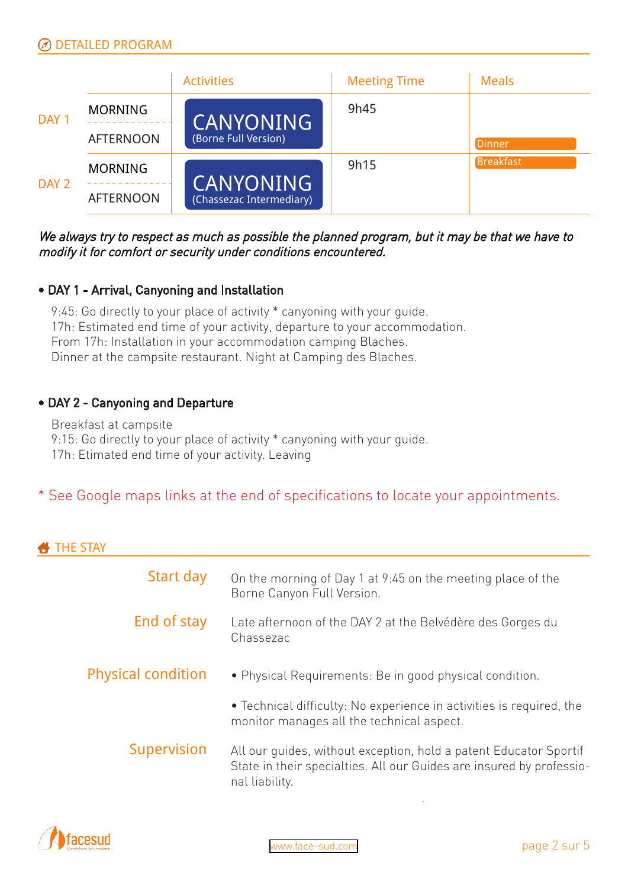## DETAILED PROGRAM

| | | Activities | Meeting Time | Meals |
|---|---|---|---|---|
| DAY 1 | MORNING | CANYONING (Borne Full Version) | 9h45 | |
| | AFTERNOON | | | Dinner |
| DAY 2 | MORNING | CANYONING (Chassezac Intermediary) | 9h15 | Breakfast |
| | AFTERNOON | | | |

*We always try to respect as much as possible the planned program, but it may be that we have to modify it for comfort or security under conditions encountered.*

### • DAY 1 - Arrival, Canyoning and Installation

9:45: Go directly to your place of activity * canyoning with your guide.
17h: Estimated end time of your activity, departure to your accommodation.
From 17h: Installation in your accommodation camping Blaches.
Dinner at the campsite restaurant. Night at Camping des Blaches.

### • DAY 2 - Canyoning and Departure

Breakfast at campsite
9:15: Go directly to your place of activity * canyoning with your guide.
17h: Etimated end time of your activity. Leaving

* See Google maps links at the end of specifications to locate your appointments.

## THE STAY

**Start day**
On the morning of Day 1 at 9:45 on the meeting place of the Borne Canyon Full Version.

**End of stay**
Late afternoon of the DAY 2 at the Belvédère des Gorges du Chassezac

**Physical condition**
- Physical Requirements: Be in good physical condition.
- Technical difficulty: No experience in activities is required, the monitor manages all the technical aspect.

**Supervision**
All our guides, without exception, hold a patent Educator Sportif State in their specialties. All our Guides are insured by professional liability.

www.face-sud.com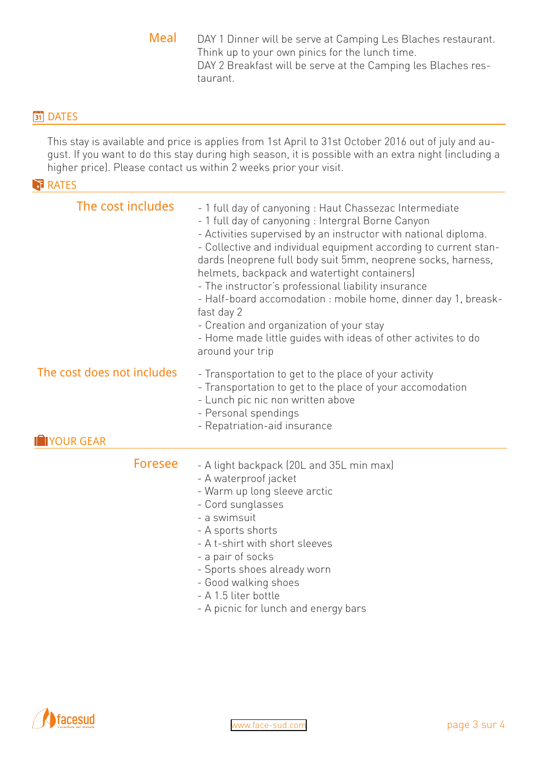**Meal**

DAY 1 Dinner will be serve at Camping Les Blaches restaurant.
Think up to your own pinics for the lunch time.
DAY 2 Breakfast will be serve at the Camping les Blaches restaurant.

## DATES

This stay is available and price is applies from 1st April to 31st October 2016 out of july and august. If you want to do this stay during high season, it is possible with an extra night (including a higher price). Please contact us within 2 weeks prior your visit.

## RATES

**The cost includes**

- 1 full day of canyoning : Haut Chassezac Intermediate
- 1 full day of canyoning : Intergral Borne Canyon
- Activities supervised by an instructor with national diploma.
- Collective and individual equipment according to current standards (neoprene full body suit 5mm, neoprene socks, harness, helmets, backpack and watertight containers)
- The instructor's professional liability insurance
- Half-board accomodation : mobile home, dinner day 1, breaskfast day 2
- Creation and organization of your stay
- Home made little guides with ideas of other activites to do around your trip

**The cost does not includes**

- Transportation to get to the place of your activity
- Transportation to get to the place of your accomodation
- Lunch pic nic non written above
- Personal spendings
- Repatriation-aid insurance

## YOUR GEAR

**Foresee**

- A light backpack (20L and 35L min max)
- A waterproof jacket
- Warm up long sleeve arctic
- Cord sunglasses
- a swimsuit
- A sports shorts
- A t-shirt with short sleeves
- a pair of socks
- Sports shoes already worn
- Good walking shoes
- A 1.5 liter bottle
- A picnic for lunch and energy bars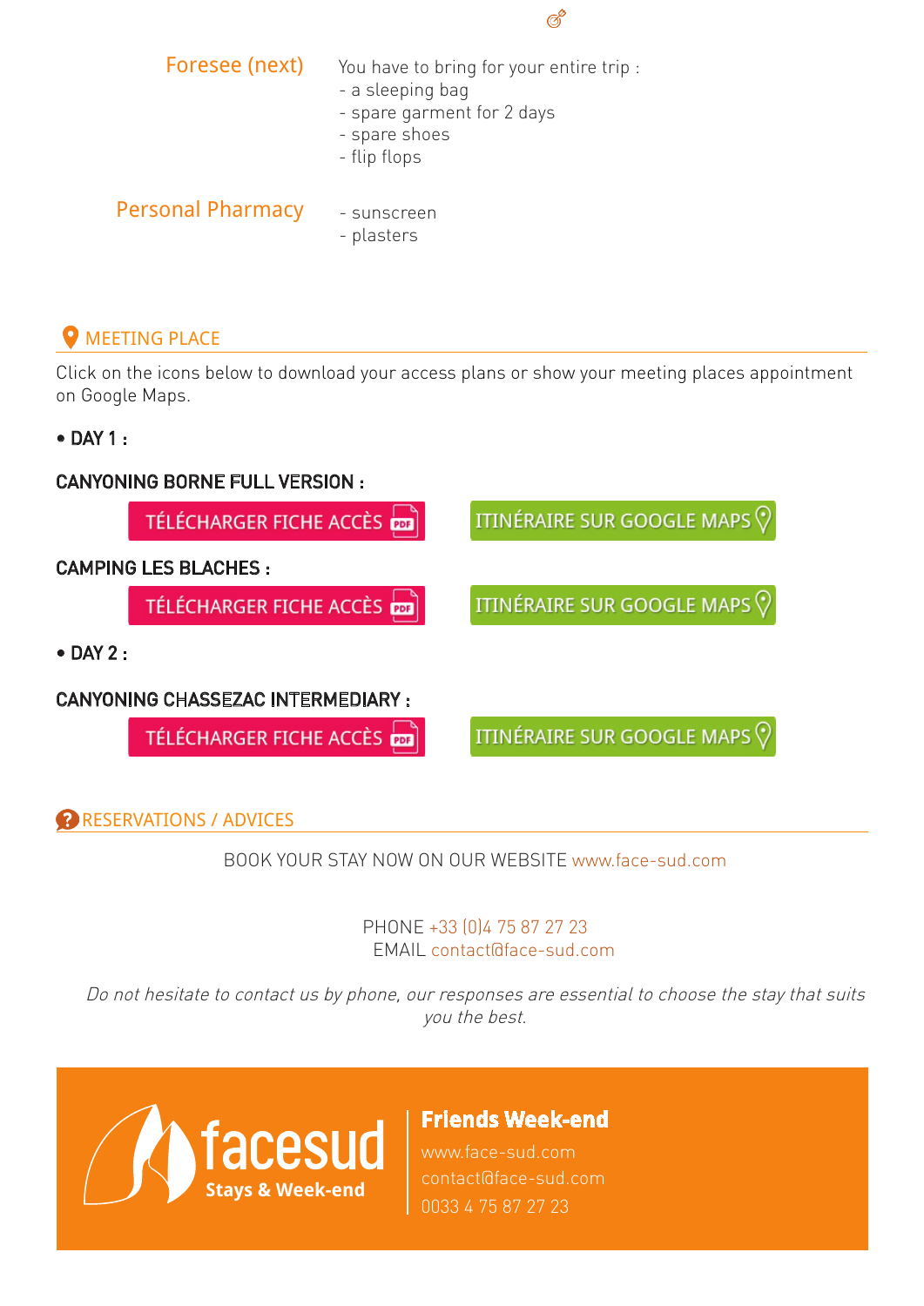**Foresee (next)**

You have to bring for your entire trip :
- a sleeping bag
- spare garment for 2 days
- spare shoes
- flip flops

**Personal Pharmacy**

- sunscreen
- plasters

## MEETING PLACE

Click on the icons below to download your access plans or show your meeting places appointment on Google Maps.

- **DAY 1 :**

**CANYONING BORNE FULL VERSION :**

TÉLÉCHARGER FICHE ACCÈS | ITINÉRAIRE SUR GOOGLE MAPS

**CAMPING LES BLACHES :**

TÉLÉCHARGER FICHE ACCÈS | ITINÉRAIRE SUR GOOGLE MAPS

- **DAY 2 :**

**CANYONING CHASSEZAC INTERMEDIARY :**

TÉLÉCHARGER FICHE ACCÈS | ITINÉRAIRE SUR GOOGLE MAPS

## RESERVATIONS / ADVICES

BOOK YOUR STAY NOW ON OUR WEBSITE www.face-sud.com

PHONE +33 (0)4 75 87 27 23
EMAIL contact@face-sud.com

*Do not hesitate to contact us by phone, our responses are essential to choose the stay that suits you the best.*

facesud
Stays & Week-end

**Friends Week-end**
www.face-sud.com
contact@face-sud.com
0033 4 75 87 27 23